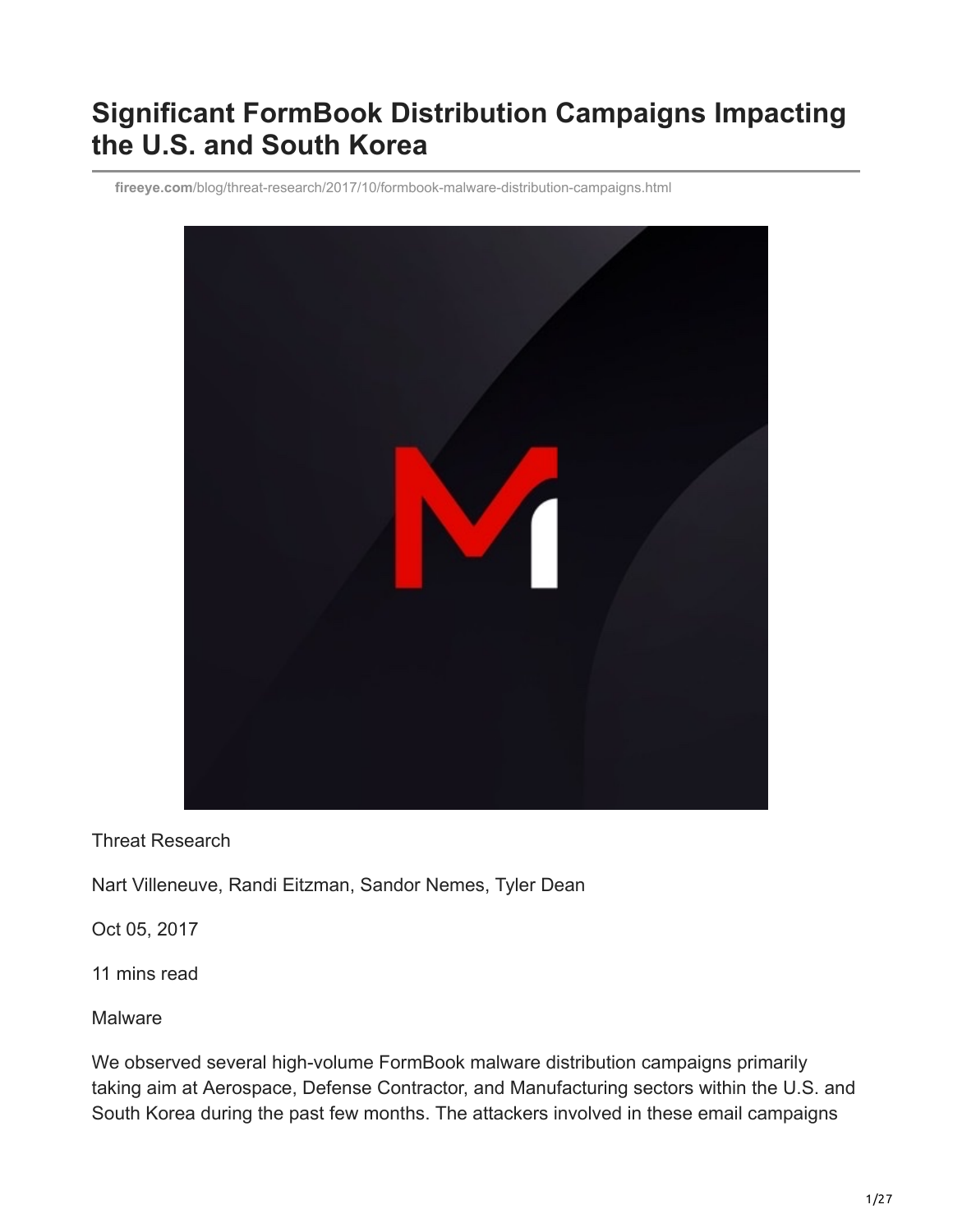# Significant FormBook Distribution Campaigns Impacting the U.S. and South Korea

fireeye.com/blog/threat-research/2017/10/formbook-malware-distribution-campaigns.html

Threat Research

Nart Villeneuve, Randi Eitzman, Sandor Nemes, Tyler Dean

Oct 05, 2017

11 mins read

Malware

We observed several high-volume FormBook malware distribution campaigns primarily taking aim at Aerospace, Defense Contractor, and Manufacturing sectors within the U.S. and South Korea during the past few months. The attackers involved in these email campaigns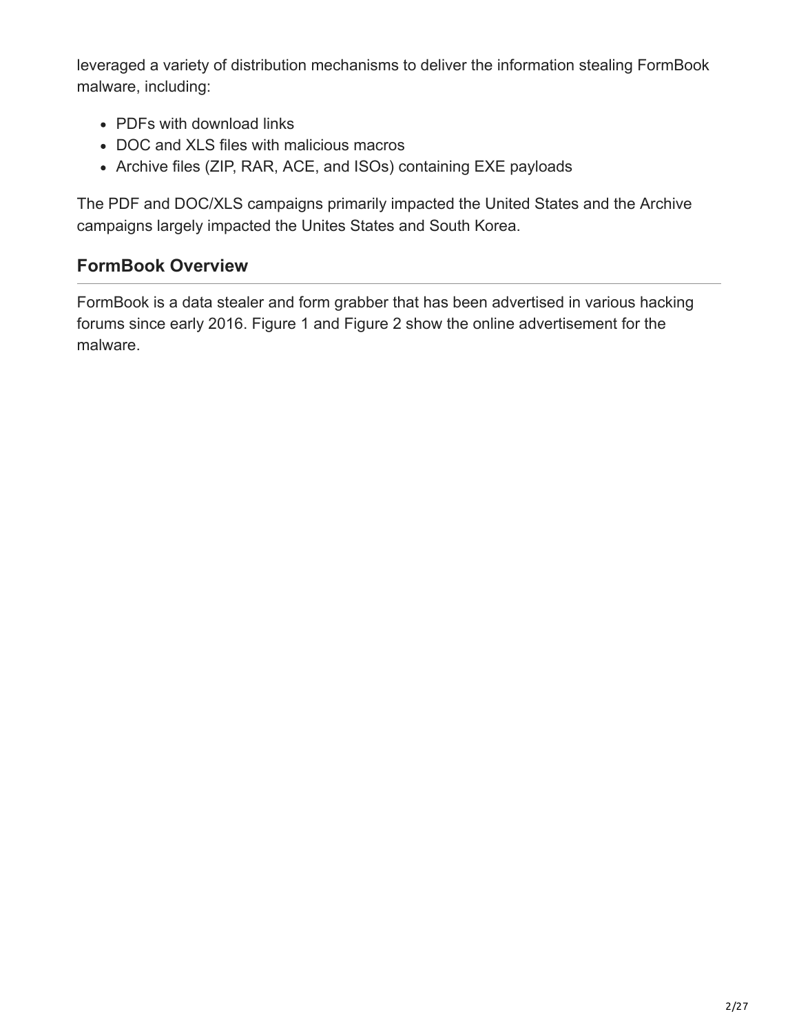leveraged a variety of distribution mechanisms to deliver the information stealing FormBook malware, including:

- PDFs with download links
- DOC and XLS files with malicious macros
- Archive files (ZIP, RAR, ACE, and ISOs) containing EXE payloads

The PDF and DOC/XLS campaigns primarily impacted the United States and the Archive campaigns largely impacted the Unites States and South Korea.

## FormBook Overview

FormBook is a data stealer and form grabber that has been advertised in various hacking forums since early 2016. Figure 1 and Figure 2 show the online advertisement for the malware.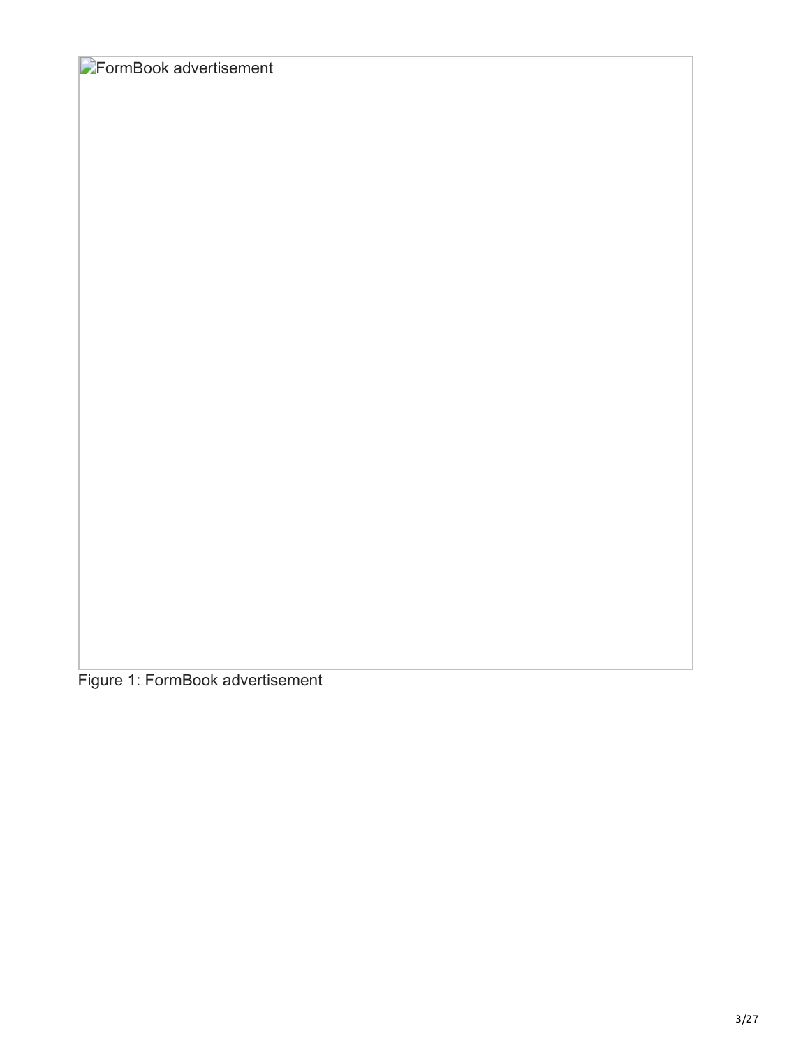FormBook advertisement

Figure 1: FormBook advertisement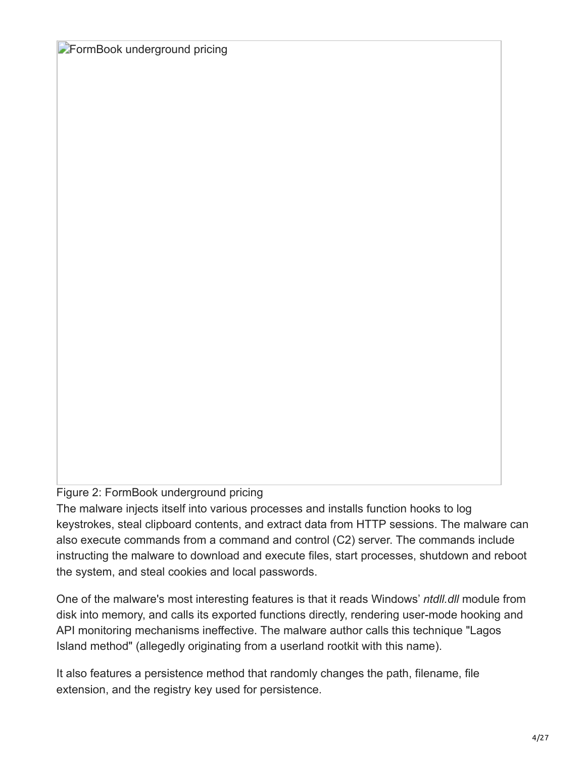FormBook underground pricing

Figure 2: FormBook underground pricing

The malware injects itself into various processes and installs function hooks to log keystrokes, steal clipboard contents, and extract data from HTTP sessions. The malware can also execute commands from a command and control (C2) server. The commands include instructing the malware to download and execute files, start processes, shutdown and reboot the system, and steal cookies and local passwords.

One of the malware's most interesting features is that it reads Windows' *ntdll.dll* module from disk into memory, and calls its exported functions directly, rendering user-mode hooking and API monitoring mechanisms ineffective. The malware author calls this technique "Lagos Island method" (allegedly originating from a userland rootkit with this name).

It also features a persistence method that randomly changes the path, filename, file extension, and the registry key used for persistence.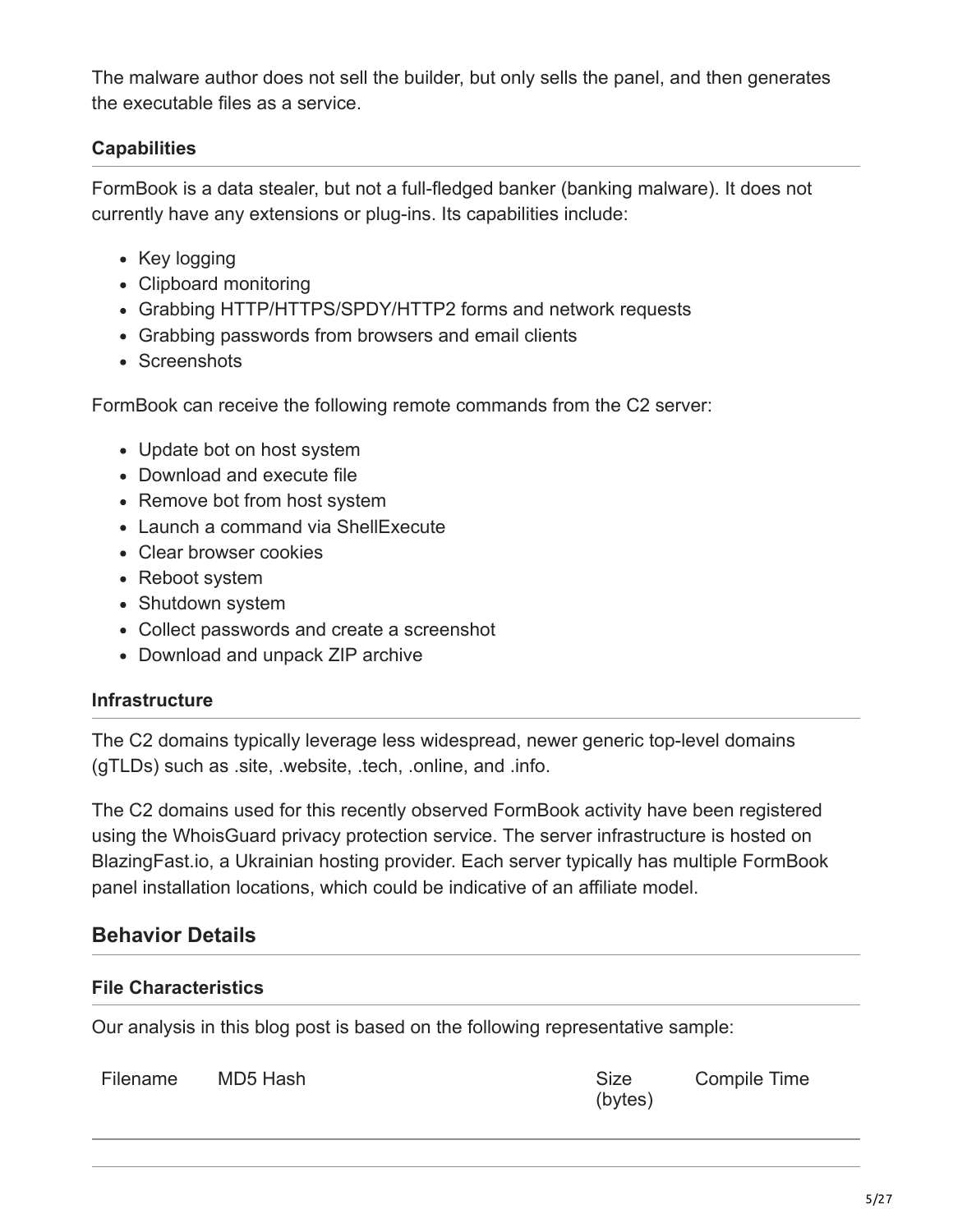The malware author does not sell the builder, but only sells the panel, and then generates the executable files as a service.

### Capabilities

FormBook is a data stealer, but not a full-fledged banker (banking malware). It does not currently have any extensions or plug-ins. Its capabilities include:

- Key logging
- Clipboard monitoring
- Grabbing HTTP/HTTPS/SPDY/HTTP2 forms and network requests
- Grabbing passwords from browsers and email clients
- Screenshots

FormBook can receive the following remote commands from the C2 server:

- Update bot on host system
- Download and execute file
- Remove bot from host system
- Launch a command via ShellExecute
- Clear browser cookies
- Reboot system
- Shutdown system
- Collect passwords and create a screenshot
- Download and unpack ZIP archive

### Infrastructure

The C2 domains typically leverage less widespread, newer generic top-level domains (gTLDs) such as .site, .website, .tech, .online, and .info.

The C2 domains used for this recently observed FormBook activity have been registered using the WhoisGuard privacy protection service. The server infrastructure is hosted on BlazingFast.io, a Ukrainian hosting provider. Each server typically has multiple FormBook panel installation locations, which could be indicative of an affiliate model.

## Behavior Details

### File Characteristics

Our analysis in this blog post is based on the following representative sample:

| Filename | MD5 Hash | Size (bytes) | Compile Time |
| --- | --- | --- | --- |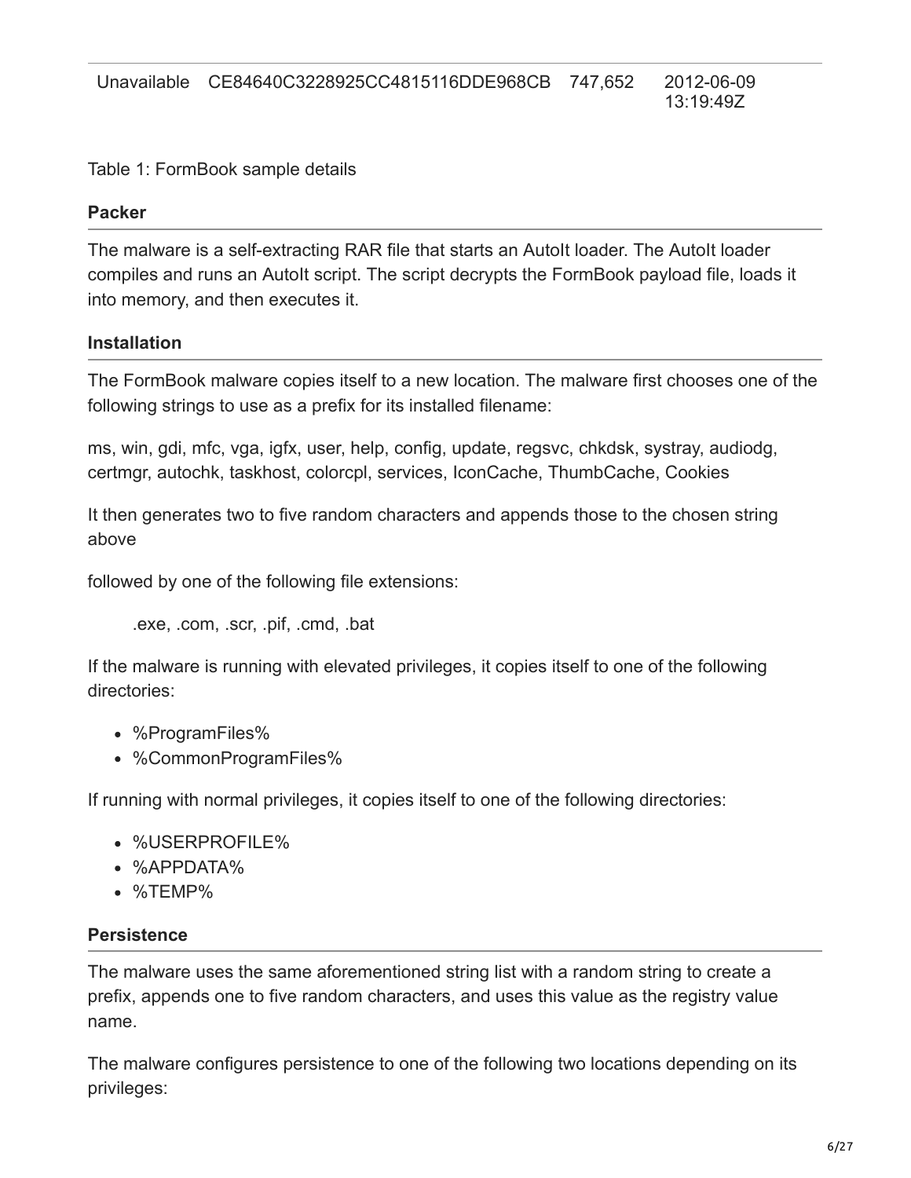| | | | |
|---|---|---|---|
| Unavailable | CE84640C3228925CC4815116DDE968CB | 747,652 | 2012-06-09 13:19:49Z |

Table 1: FormBook sample details

### Packer

The malware is a self-extracting RAR file that starts an AutoIt loader. The AutoIt loader compiles and runs an AutoIt script. The script decrypts the FormBook payload file, loads it into memory, and then executes it.

### Installation

The FormBook malware copies itself to a new location. The malware first chooses one of the following strings to use as a prefix for its installed filename:

ms, win, gdi, mfc, vga, igfx, user, help, config, update, regsvc, chkdsk, systray, audiodg, certmgr, autochk, taskhost, colorcpl, services, IconCache, ThumbCache, Cookies

It then generates two to five random characters and appends those to the chosen string above

followed by one of the following file extensions:

.exe, .com, .scr, .pif, .cmd, .bat

If the malware is running with elevated privileges, it copies itself to one of the following directories:

- %ProgramFiles%
- %CommonProgramFiles%

If running with normal privileges, it copies itself to one of the following directories:

- %USERPROFILE%
- %APPDATA%
- %TEMP%

### Persistence

The malware uses the same aforementioned string list with a random string to create a prefix, appends one to five random characters, and uses this value as the registry value name.

The malware configures persistence to one of the following two locations depending on its privileges: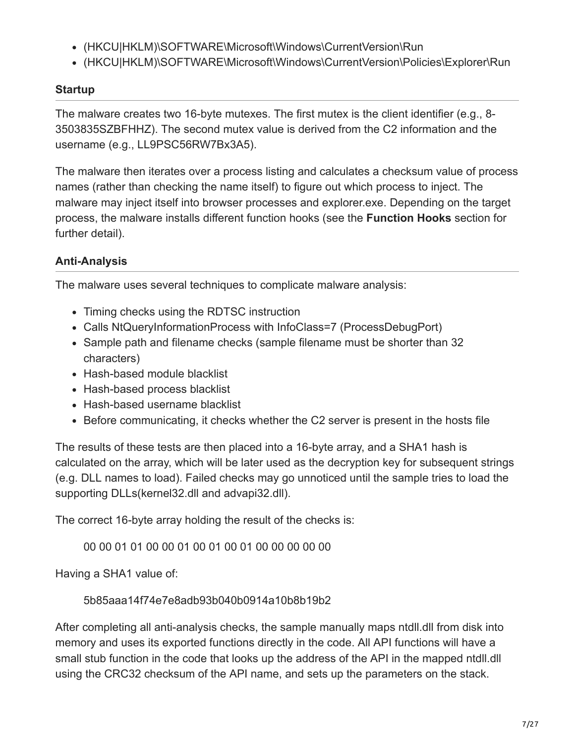- (HKCU|HKLM)\SOFTWARE\Microsoft\Windows\CurrentVersion\Run
- (HKCU|HKLM)\SOFTWARE\Microsoft\Windows\CurrentVersion\Policies\Explorer\Run

### Startup

The malware creates two 16-byte mutexes. The first mutex is the client identifier (e.g., 8-3503835SZBFHHZ). The second mutex value is derived from the C2 information and the username (e.g., LL9PSC56RW7Bx3A5).

The malware then iterates over a process listing and calculates a checksum value of process names (rather than checking the name itself) to figure out which process to inject. The malware may inject itself into browser processes and explorer.exe. Depending on the target process, the malware installs different function hooks (see the **Function Hooks** section for further detail).

### Anti-Analysis

The malware uses several techniques to complicate malware analysis:

- Timing checks using the RDTSC instruction
- Calls NtQueryInformationProcess with InfoClass=7 (ProcessDebugPort)
- Sample path and filename checks (sample filename must be shorter than 32 characters)
- Hash-based module blacklist
- Hash-based process blacklist
- Hash-based username blacklist
- Before communicating, it checks whether the C2 server is present in the hosts file

The results of these tests are then placed into a 16-byte array, and a SHA1 hash is calculated on the array, which will be later used as the decryption key for subsequent strings (e.g. DLL names to load). Failed checks may go unnoticed until the sample tries to load the supporting DLLs(kernel32.dll and advapi32.dll).

The correct 16-byte array holding the result of the checks is:

```
00 00 01 01 00 00 01 00 01 00 01 00 00 00 00 00
```

Having a SHA1 value of:

```
5b85aaa14f74e7e8adb93b040b0914a10b8b19b2
```

After completing all anti-analysis checks, the sample manually maps ntdll.dll from disk into memory and uses its exported functions directly in the code. All API functions will have a small stub function in the code that looks up the address of the API in the mapped ntdll.dll using the CRC32 checksum of the API name, and sets up the parameters on the stack.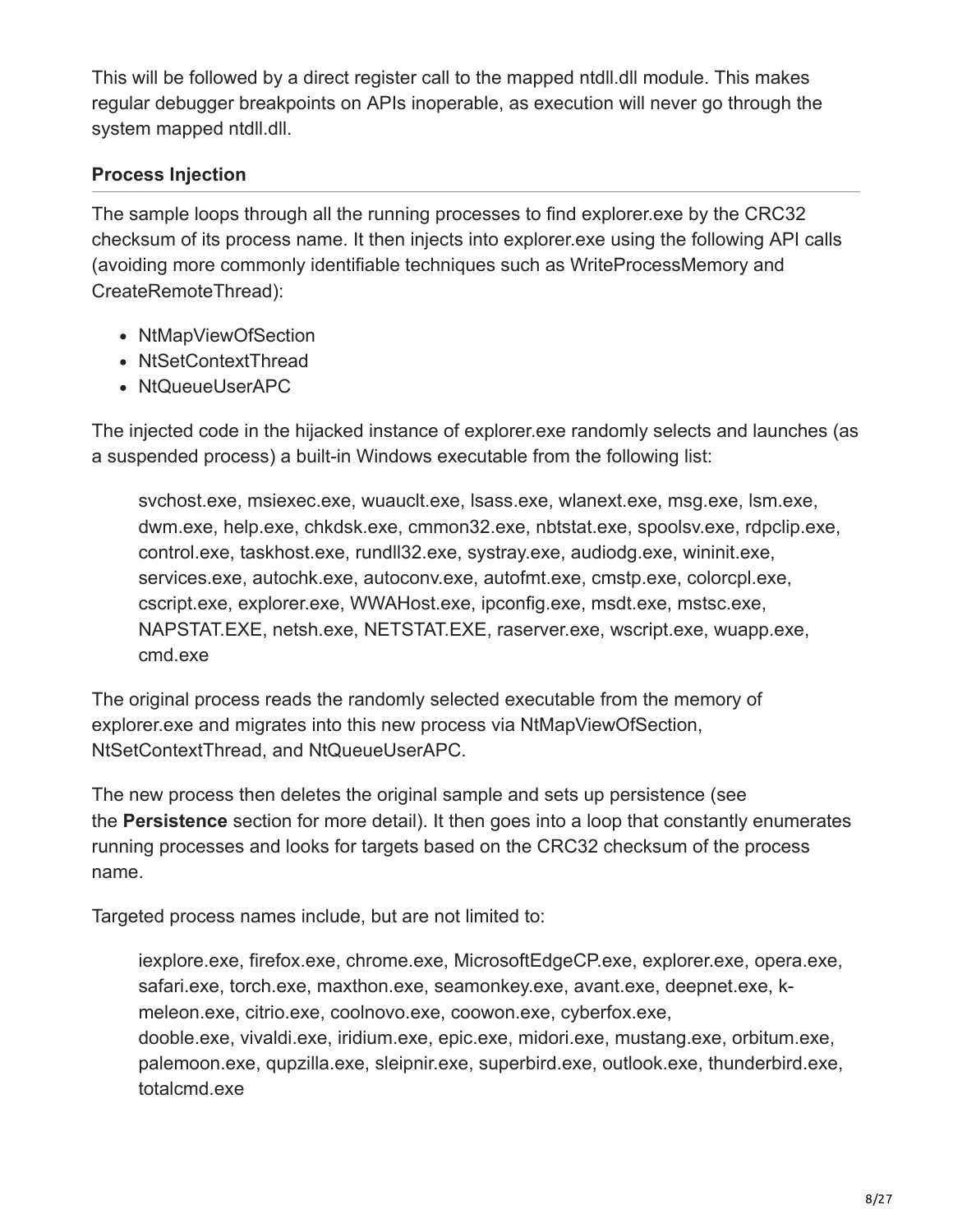This will be followed by a direct register call to the mapped ntdll.dll module. This makes regular debugger breakpoints on APIs inoperable, as execution will never go through the system mapped ntdll.dll.

### Process Injection

The sample loops through all the running processes to find explorer.exe by the CRC32 checksum of its process name. It then injects into explorer.exe using the following API calls (avoiding more commonly identifiable techniques such as WriteProcessMemory and CreateRemoteThread):

- NtMapViewOfSection
- NtSetContextThread
- NtQueueUserAPC

The injected code in the hijacked instance of explorer.exe randomly selects and launches (as a suspended process) a built-in Windows executable from the following list:

> svchost.exe, msiexec.exe, wuauclt.exe, lsass.exe, wlanext.exe, msg.exe, lsm.exe, dwm.exe, help.exe, chkdsk.exe, cmmon32.exe, nbtstat.exe, spoolsv.exe, rdpclip.exe, control.exe, taskhost.exe, rundll32.exe, systray.exe, audiodg.exe, wininit.exe, services.exe, autochk.exe, autoconv.exe, autofmt.exe, cmstp.exe, colorcpl.exe, cscript.exe, explorer.exe, WWAHost.exe, ipconfig.exe, msdt.exe, mstsc.exe, NAPSTAT.EXE, netsh.exe, NETSTAT.EXE, raserver.exe, wscript.exe, wuapp.exe, cmd.exe

The original process reads the randomly selected executable from the memory of explorer.exe and migrates into this new process via NtMapViewOfSection, NtSetContextThread, and NtQueueUserAPC.

The new process then deletes the original sample and sets up persistence (see the **Persistence** section for more detail). It then goes into a loop that constantly enumerates running processes and looks for targets based on the CRC32 checksum of the process name.

Targeted process names include, but are not limited to:

> iexplore.exe, firefox.exe, chrome.exe, MicrosoftEdgeCP.exe, explorer.exe, opera.exe, safari.exe, torch.exe, maxthon.exe, seamonkey.exe, avant.exe, deepnet.exe, k-meleon.exe, citrio.exe, coolnovo.exe, coowon.exe, cyberfox.exe, dooble.exe, vivaldi.exe, iridium.exe, epic.exe, midori.exe, mustang.exe, orbitum.exe, palemoon.exe, qupzilla.exe, sleipnir.exe, superbird.exe, outlook.exe, thunderbird.exe, totalcmd.exe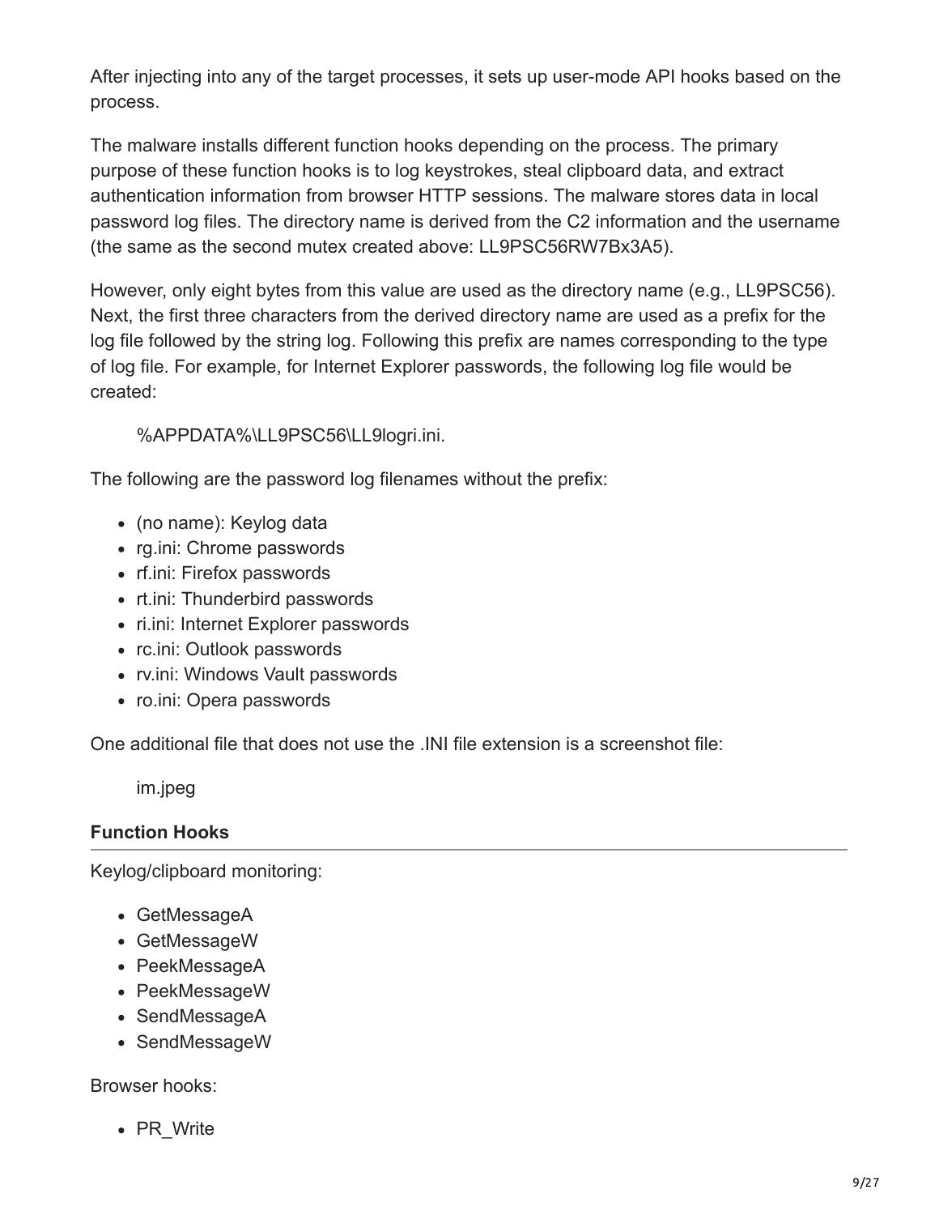After injecting into any of the target processes, it sets up user-mode API hooks based on the process.

The malware installs different function hooks depending on the process. The primary purpose of these function hooks is to log keystrokes, steal clipboard data, and extract authentication information from browser HTTP sessions. The malware stores data in local password log files. The directory name is derived from the C2 information and the username (the same as the second mutex created above: LL9PSC56RW7Bx3A5).

However, only eight bytes from this value are used as the directory name (e.g., LL9PSC56). Next, the first three characters from the derived directory name are used as a prefix for the log file followed by the string log. Following this prefix are names corresponding to the type of log file. For example, for Internet Explorer passwords, the following log file would be created:

> %APPDATA%\LL9PSC56\LL9logri.ini.

The following are the password log filenames without the prefix:

- (no name): Keylog data
- rg.ini: Chrome passwords
- rf.ini: Firefox passwords
- rt.ini: Thunderbird passwords
- ri.ini: Internet Explorer passwords
- rc.ini: Outlook passwords
- rv.ini: Windows Vault passwords
- ro.ini: Opera passwords

One additional file that does not use the .INI file extension is a screenshot file:

> im.jpeg

### Function Hooks

Keylog/clipboard monitoring:

- GetMessageA
- GetMessageW
- PeekMessageA
- PeekMessageW
- SendMessageA
- SendMessageW

Browser hooks:

- PR_Write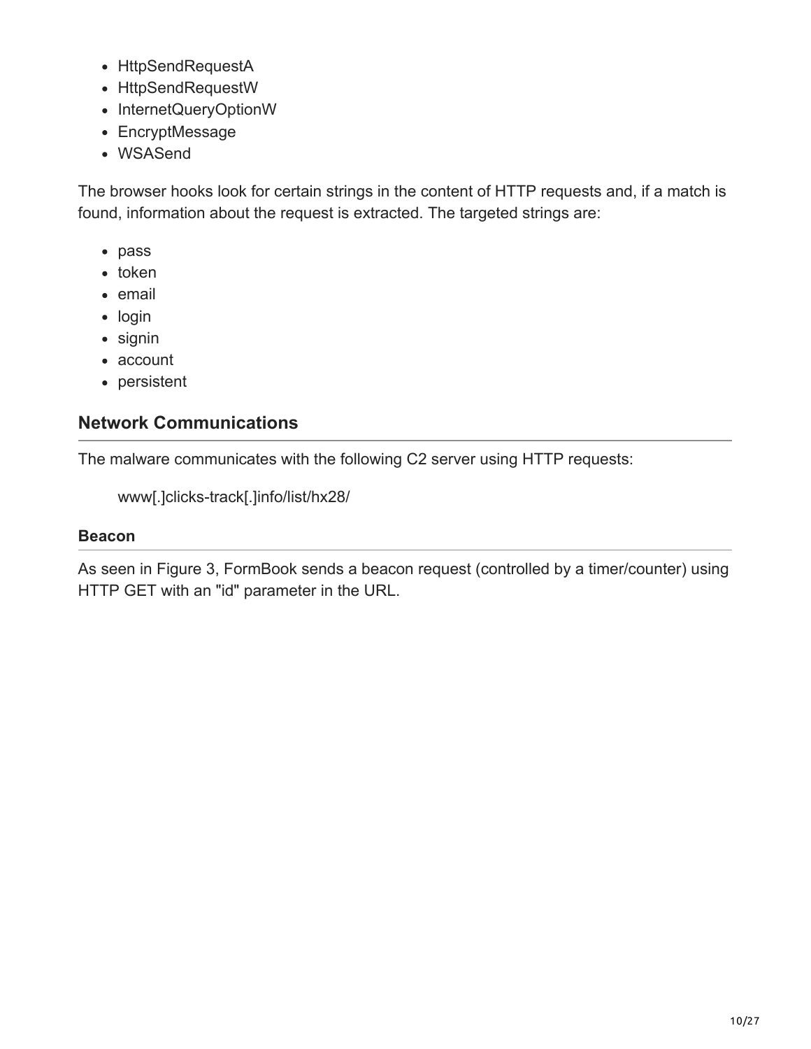- HttpSendRequestA
- HttpSendRequestW
- InternetQueryOptionW
- EncryptMessage
- WSASend

The browser hooks look for certain strings in the content of HTTP requests and, if a match is found, information about the request is extracted. The targeted strings are:

- pass
- token
- email
- login
- signin
- account
- persistent

## Network Communications

The malware communicates with the following C2 server using HTTP requests:

> www[.]clicks-track[.]info/list/hx28/

### Beacon

As seen in Figure 3, FormBook sends a beacon request (controlled by a timer/counter) using HTTP GET with an "id" parameter in the URL.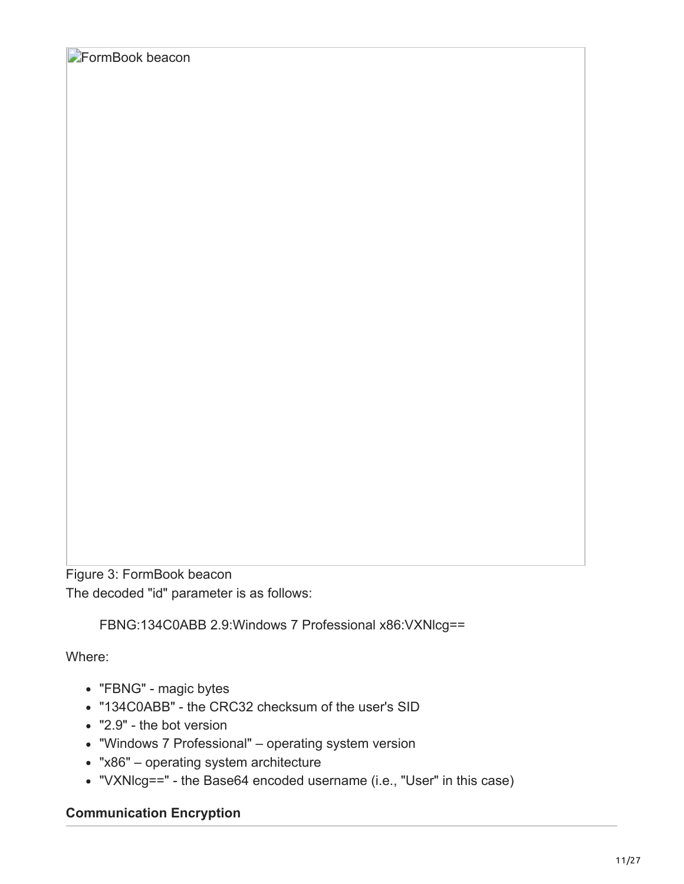FormBook beacon

Figure 3: FormBook beacon

The decoded "id" parameter is as follows:

```
FBNG:134C0ABB 2.9:Windows 7 Professional x86:VXNlcg==
```

Where:

- "FBNG" - magic bytes
- "134C0ABB" - the CRC32 checksum of the user's SID
- "2.9" - the bot version
- "Windows 7 Professional" – operating system version
- "x86" – operating system architecture
- "VXNlcg==" - the Base64 encoded username (i.e., "User" in this case)

**Communication Encryption**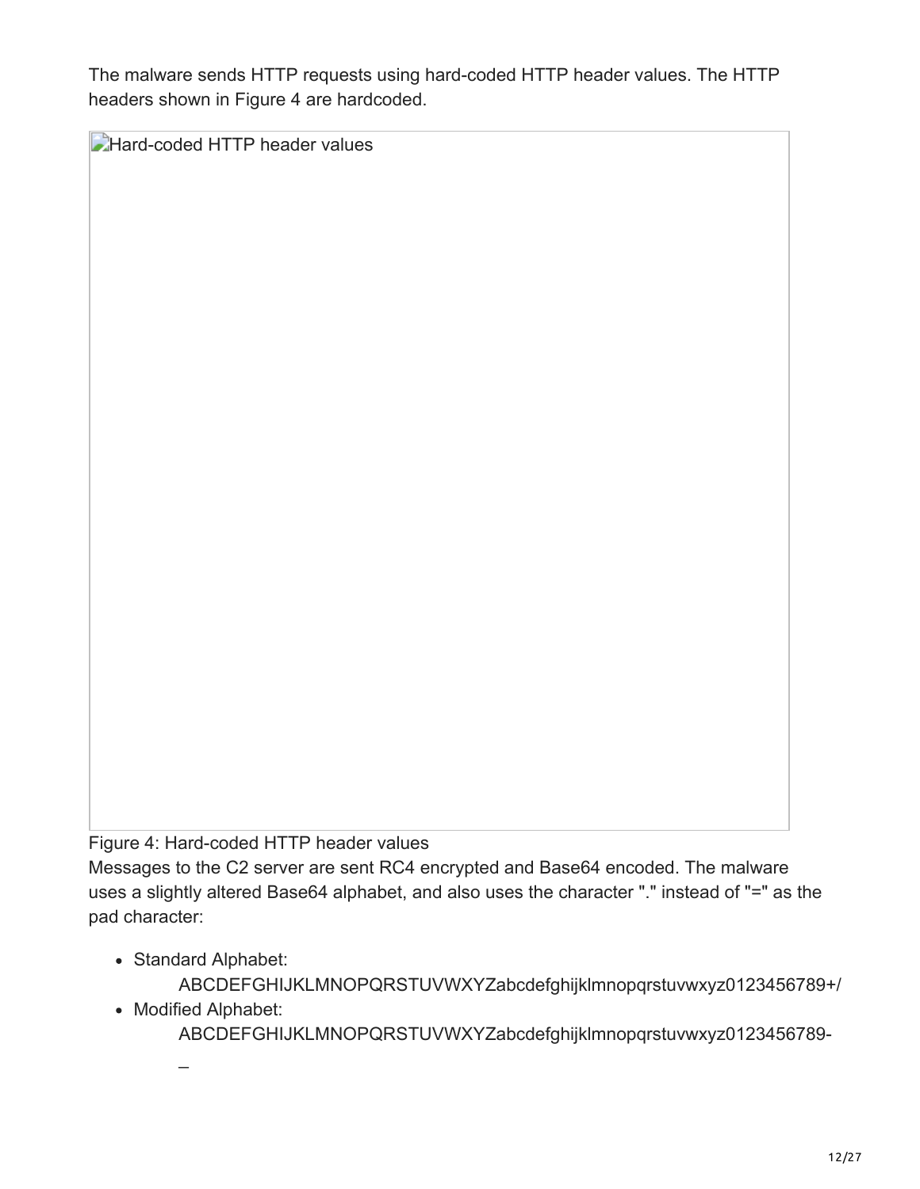The malware sends HTTP requests using hard-coded HTTP header values. The HTTP headers shown in Figure 4 are hardcoded.

Hard-coded HTTP header values

Figure 4: Hard-coded HTTP header values

Messages to the C2 server are sent RC4 encrypted and Base64 encoded. The malware uses a slightly altered Base64 alphabet, and also uses the character "." instead of "=" as the pad character:

- Standard Alphabet:
  ABCDEFGHIJKLMNOPQRSTUVWXYZabcdefghijklmnopqrstuvwxyz0123456789+/
- Modified Alphabet:
  ABCDEFGHIJKLMNOPQRSTUVWXYZabcdefghijklmnopqrstuvwxyz0123456789-_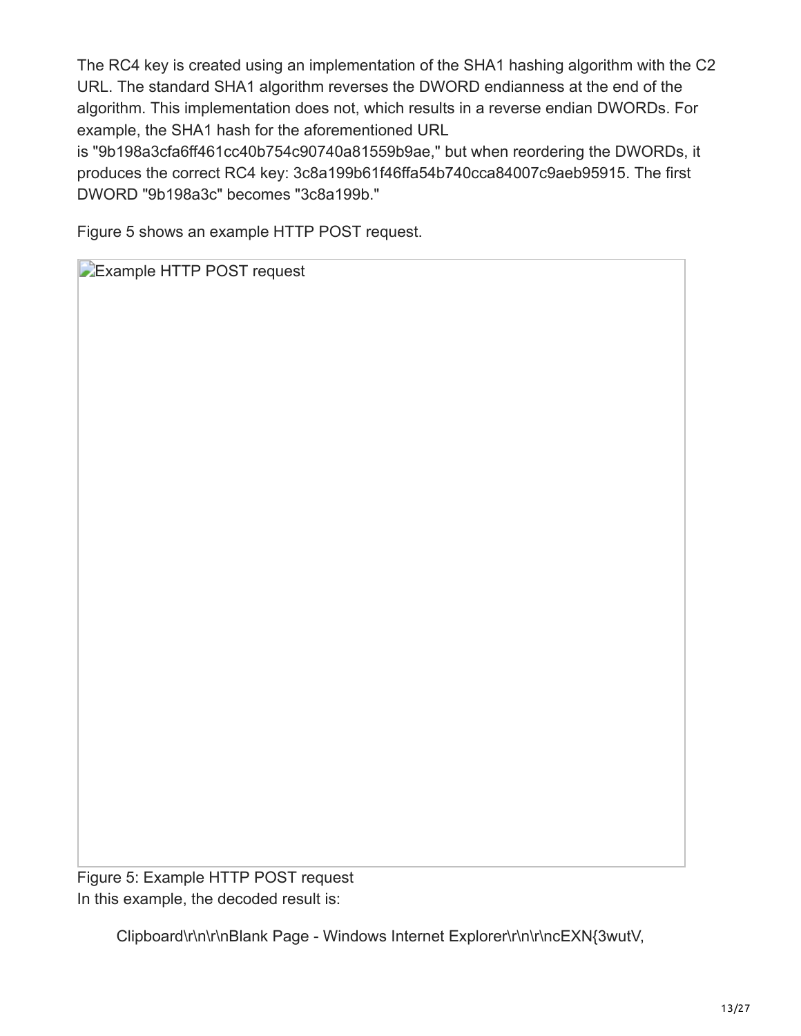The RC4 key is created using an implementation of the SHA1 hashing algorithm with the C2 URL. The standard SHA1 algorithm reverses the DWORD endianness at the end of the algorithm. This implementation does not, which results in a reverse endian DWORDs. For example, the SHA1 hash for the aforementioned URL is "9b198a3cfa6ff461cc40b754c90740a81559b9ae," but when reordering the DWORDs, it produces the correct RC4 key: 3c8a199b61f46ffa54b740cca84007c9aeb95915. The first DWORD "9b198a3c" becomes "3c8a199b."

Figure 5 shows an example HTTP POST request.

Figure 5: Example HTTP POST request

In this example, the decoded result is:

```
Clipboard\r\n\r\nBlank Page - Windows Internet Explorer\r\n\r\ncEXN{3wutV,
```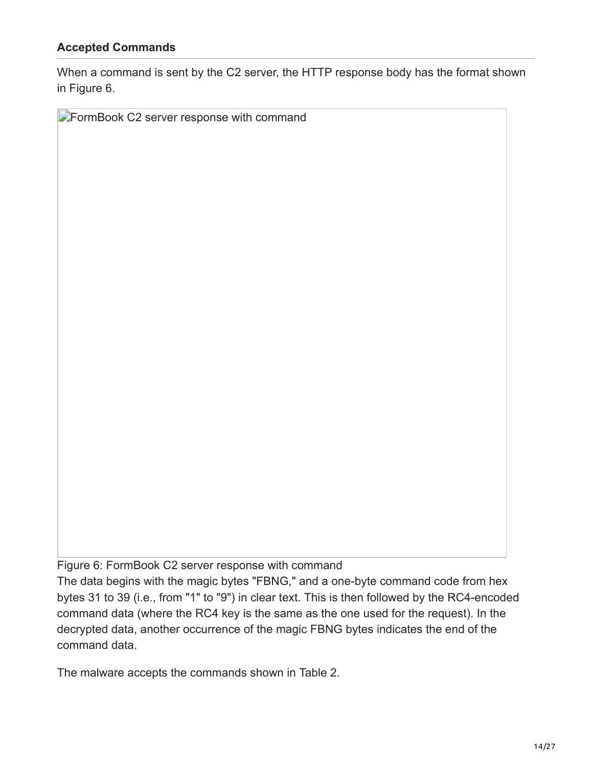### Accepted Commands

When a command is sent by the C2 server, the HTTP response body has the format shown in Figure 6.

FormBook C2 server response with command

Figure 6: FormBook C2 server response with command

The data begins with the magic bytes "FBNG," and a one-byte command code from hex bytes 31 to 39 (i.e., from "1" to "9") in clear text. This is then followed by the RC4-encoded command data (where the RC4 key is the same as the one used for the request). In the decrypted data, another occurrence of the magic FBNG bytes indicates the end of the command data.

The malware accepts the commands shown in Table 2.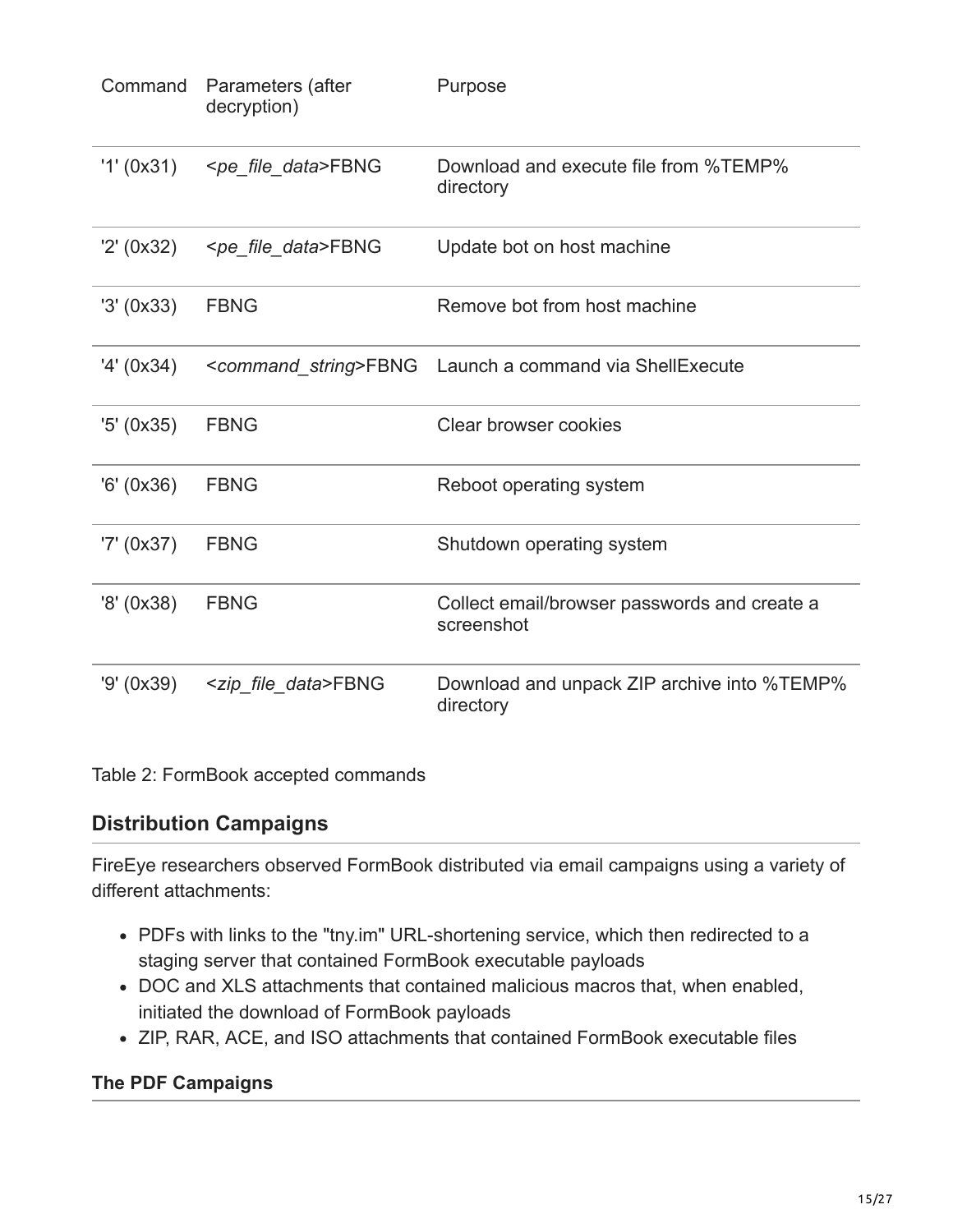| Command | Parameters (after decryption) | Purpose |
| --- | --- | --- |
| '1' (0x31) | <*pe_file_data*>FBNG | Download and execute file from %TEMP% directory |
| '2' (0x32) | <*pe_file_data*>FBNG | Update bot on host machine |
| '3' (0x33) | FBNG | Remove bot from host machine |
| '4' (0x34) | <*command_string*>FBNG | Launch a command via ShellExecute |
| '5' (0x35) | FBNG | Clear browser cookies |
| '6' (0x36) | FBNG | Reboot operating system |
| '7' (0x37) | FBNG | Shutdown operating system |
| '8' (0x38) | FBNG | Collect email/browser passwords and create a screenshot |
| '9' (0x39) | <*zip_file_data*>FBNG | Download and unpack ZIP archive into %TEMP% directory |

Table 2: FormBook accepted commands

## Distribution Campaigns

FireEye researchers observed FormBook distributed via email campaigns using a variety of different attachments:

- PDFs with links to the "tny.im" URL-shortening service, which then redirected to a staging server that contained FormBook executable payloads
- DOC and XLS attachments that contained malicious macros that, when enabled, initiated the download of FormBook payloads
- ZIP, RAR, ACE, and ISO attachments that contained FormBook executable files

### The PDF Campaigns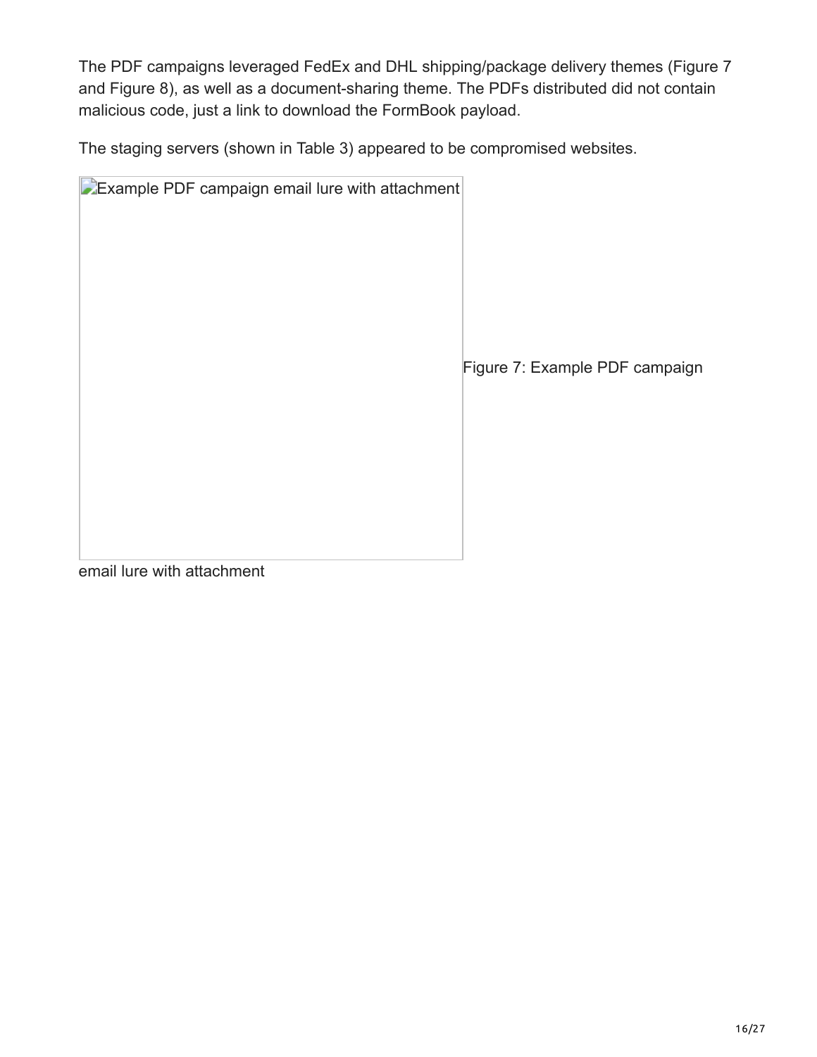The PDF campaigns leveraged FedEx and DHL shipping/package delivery themes (Figure 7 and Figure 8), as well as a document-sharing theme. The PDFs distributed did not contain malicious code, just a link to download the FormBook payload.

The staging servers (shown in Table 3) appeared to be compromised websites.

Example PDF campaign email lure with attachment

Figure 7: Example PDF campaign email lure with attachment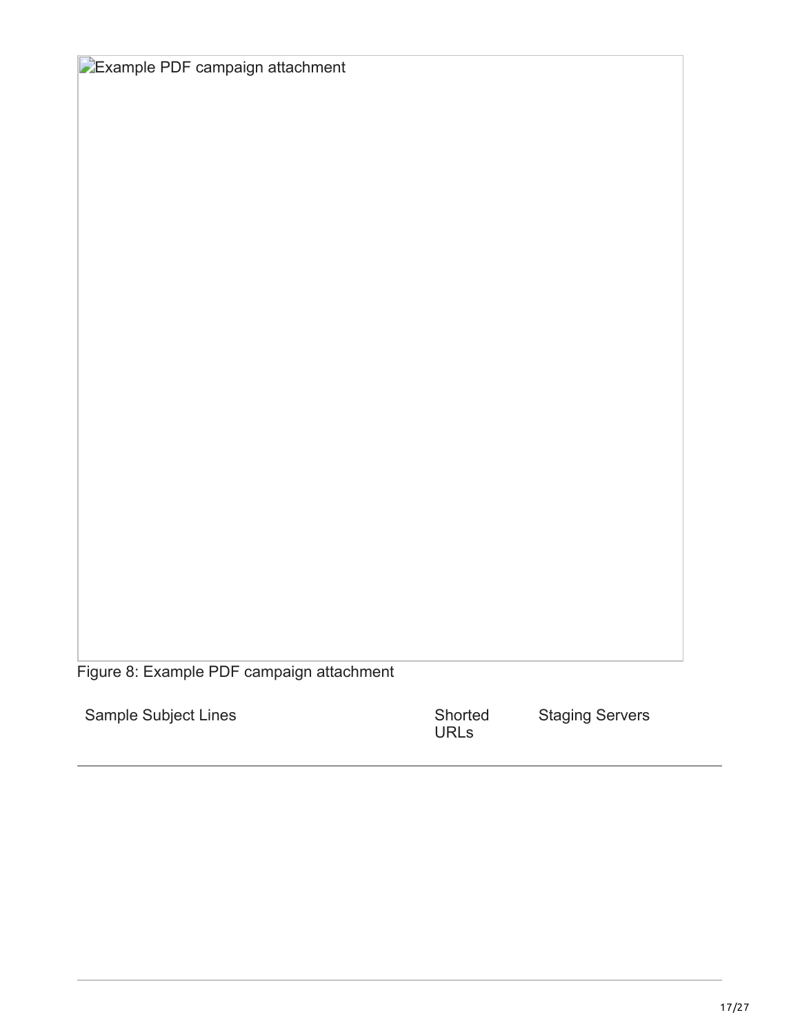Example PDF campaign attachment

Figure 8: Example PDF campaign attachment

| Sample Subject Lines | Shorted URLs | Staging Servers |
| --- | --- | --- |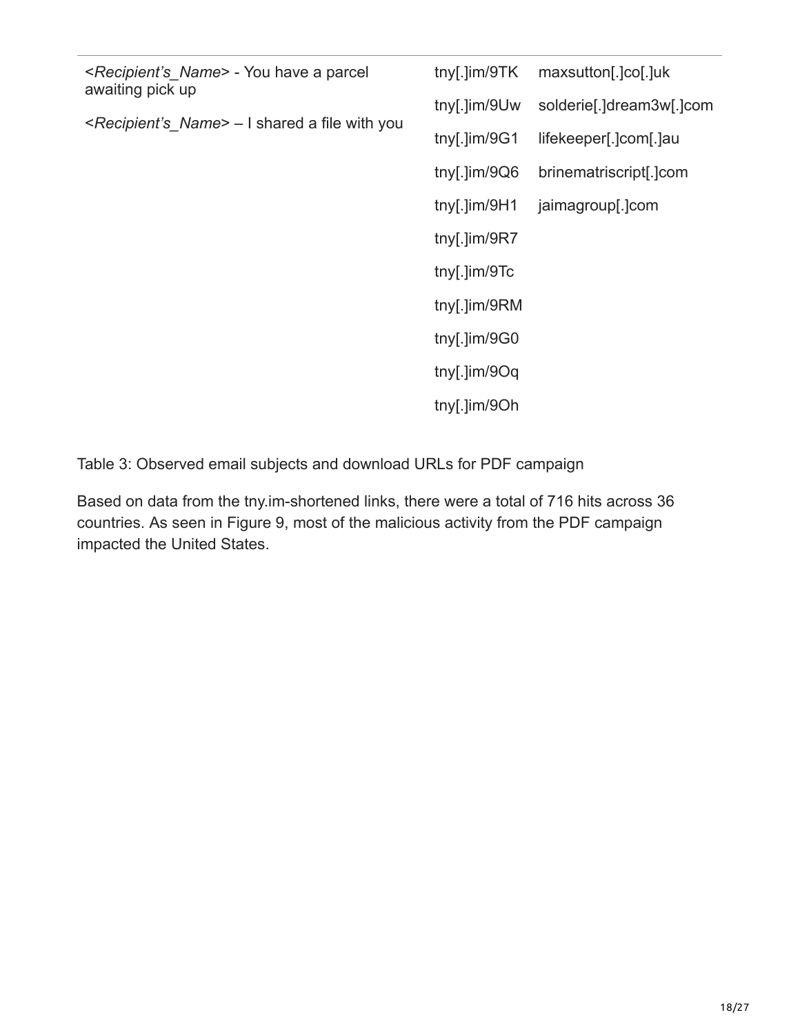| | | |
|---|---|---|
| *<Recipient's_Name>* - You have a parcel awaiting pick up<br><br>*<Recipient's_Name>* – I shared a file with you | tny[.]im/9TK | maxsutton[.]co[.]uk |
| | tny[.]im/9Uw | solderie[.]dream3w[.]com |
| | tny[.]im/9G1 | lifekeeper[.]com[.]au |
| | tny[.]im/9Q6 | brinematriscript[.]com |
| | tny[.]im/9H1 | jaimagroup[.]com |
| | tny[.]im/9R7 | |
| | tny[.]im/9Tc | |
| | tny[.]im/9RM | |
| | tny[.]im/9G0 | |
| | tny[.]im/9Oq | |
| | tny[.]im/9Oh | |

Table 3: Observed email subjects and download URLs for PDF campaign

Based on data from the tny.im-shortened links, there were a total of 716 hits across 36 countries. As seen in Figure 9, most of the malicious activity from the PDF campaign impacted the United States.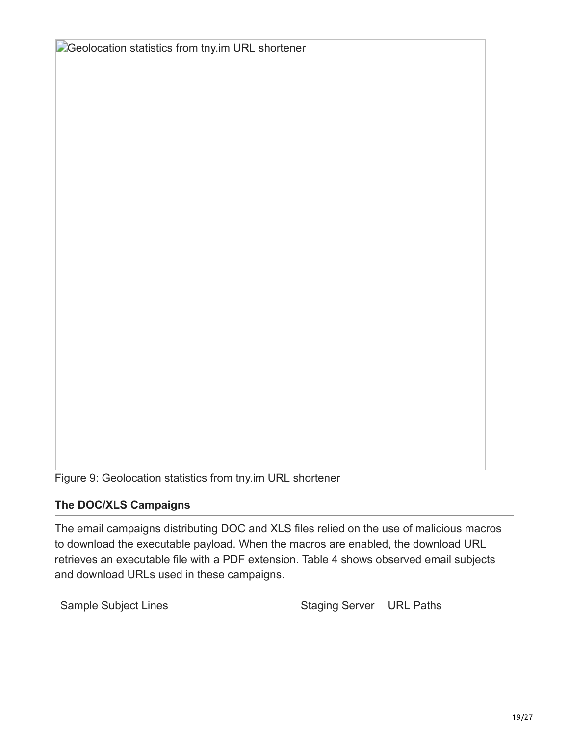Geolocation statistics from tny.im URL shortener

Figure 9: Geolocation statistics from tny.im URL shortener

### The DOC/XLS Campaigns

The email campaigns distributing DOC and XLS files relied on the use of malicious macros to download the executable payload. When the macros are enabled, the download URL retrieves an executable file with a PDF extension. Table 4 shows observed email subjects and download URLs used in these campaigns.

| Sample Subject Lines | Staging Server | URL Paths |
| --- | --- | --- |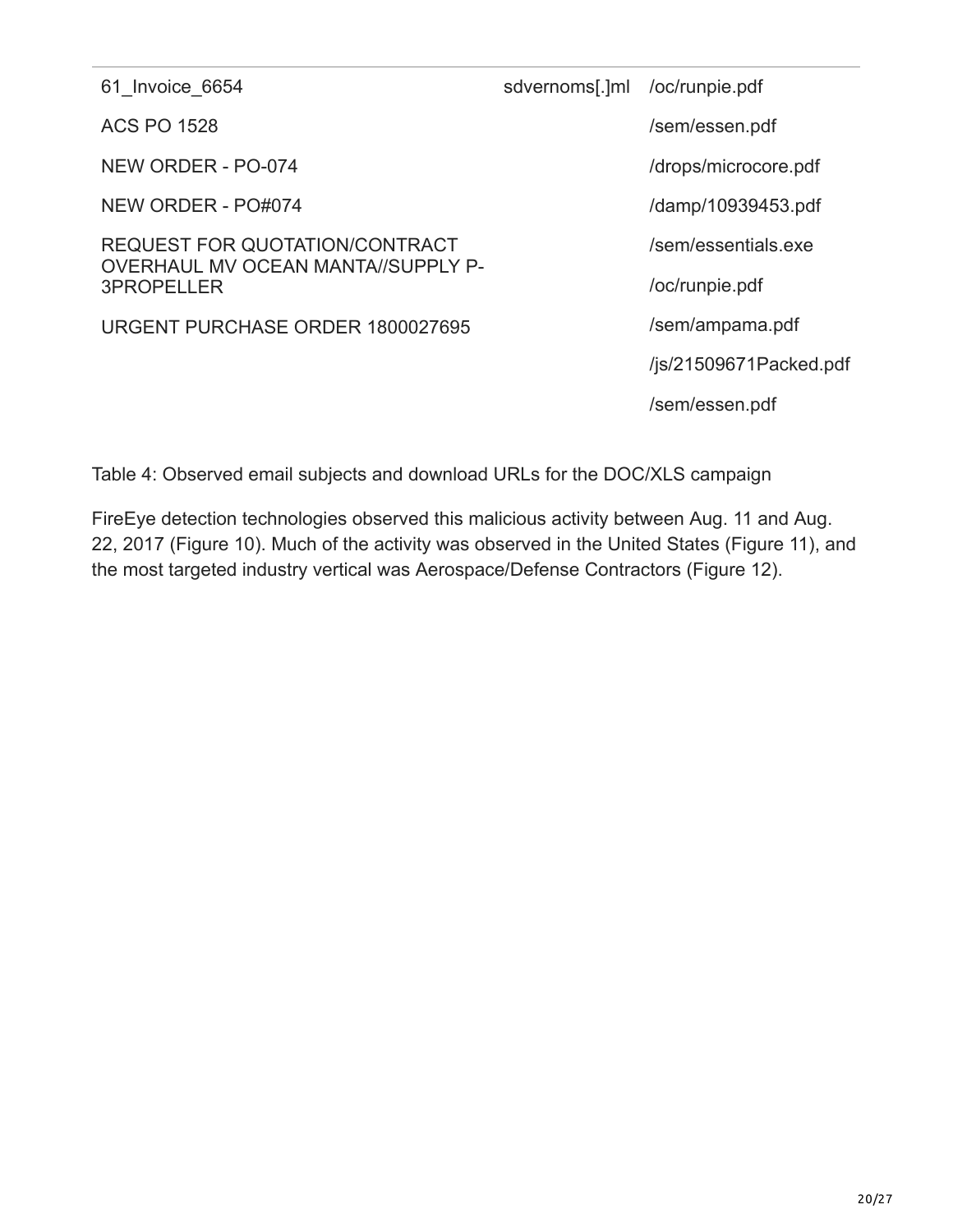| | | |
|---|---|---|
| 61_Invoice_6654 | sdvernoms[.]ml | /oc/runpie.pdf |
| ACS PO 1528 | | /sem/essen.pdf |
| NEW ORDER - PO-074 | | /drops/microcore.pdf |
| NEW ORDER - PO#074 | | /damp/10939453.pdf |
| REQUEST FOR QUOTATION/CONTRACT OVERHAUL MV OCEAN MANTA//SUPPLY P-3PROPELLER | | /sem/essentials.exe |
| | | /oc/runpie.pdf |
| URGENT PURCHASE ORDER 1800027695 | | /sem/ampama.pdf |
| | | /js/21509671Packed.pdf |
| | | /sem/essen.pdf |

Table 4: Observed email subjects and download URLs for the DOC/XLS campaign

FireEye detection technologies observed this malicious activity between Aug. 11 and Aug. 22, 2017 (Figure 10). Much of the activity was observed in the United States (Figure 11), and the most targeted industry vertical was Aerospace/Defense Contractors (Figure 12).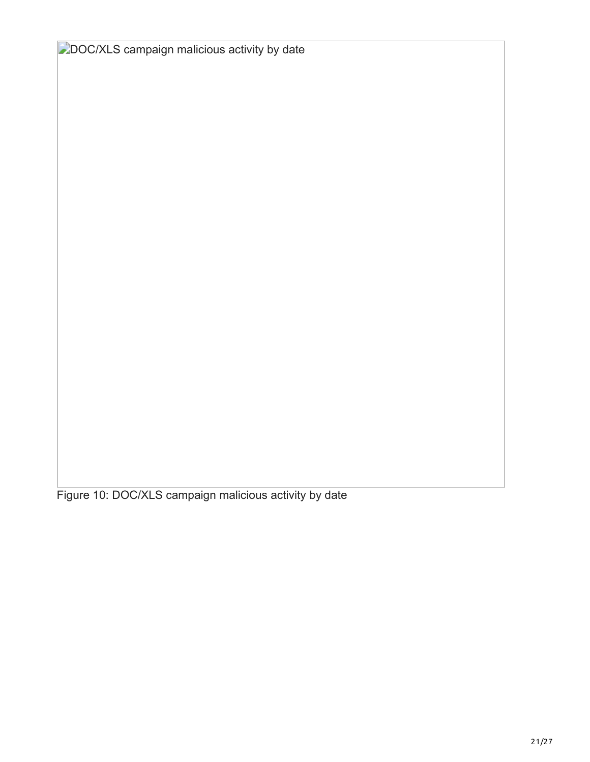DOC/XLS campaign malicious activity by date

Figure 10: DOC/XLS campaign malicious activity by date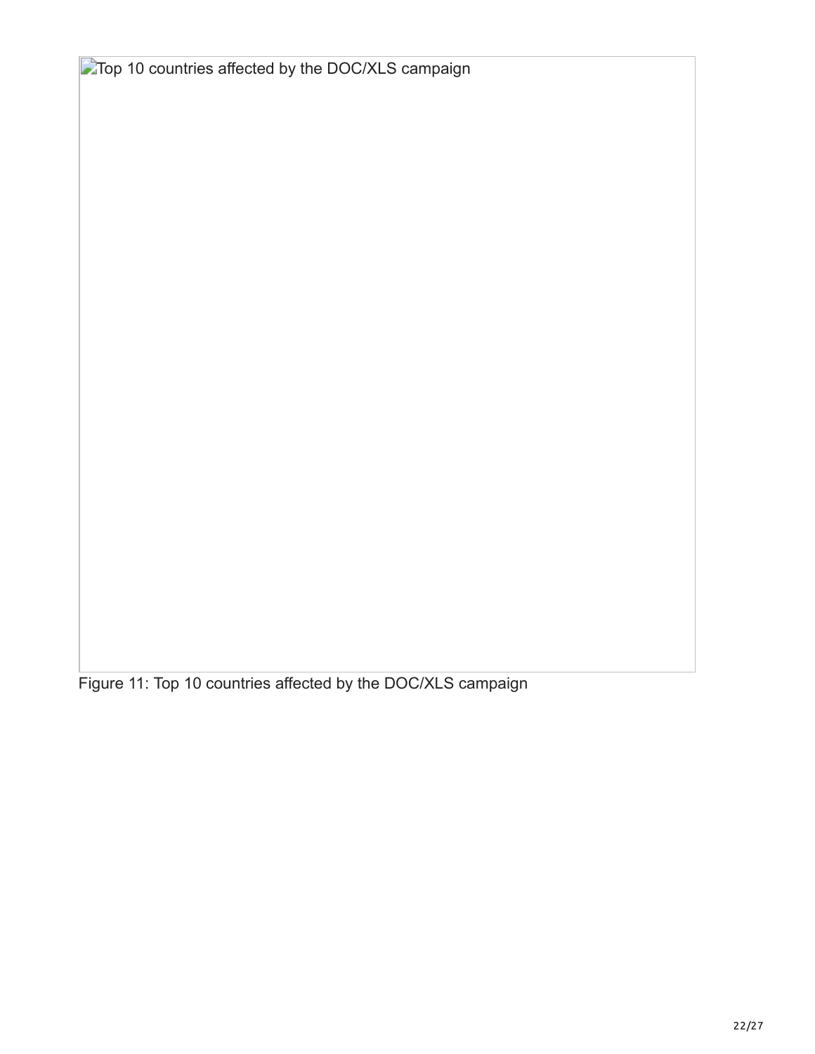Top 10 countries affected by the DOC/XLS campaign

Figure 11: Top 10 countries affected by the DOC/XLS campaign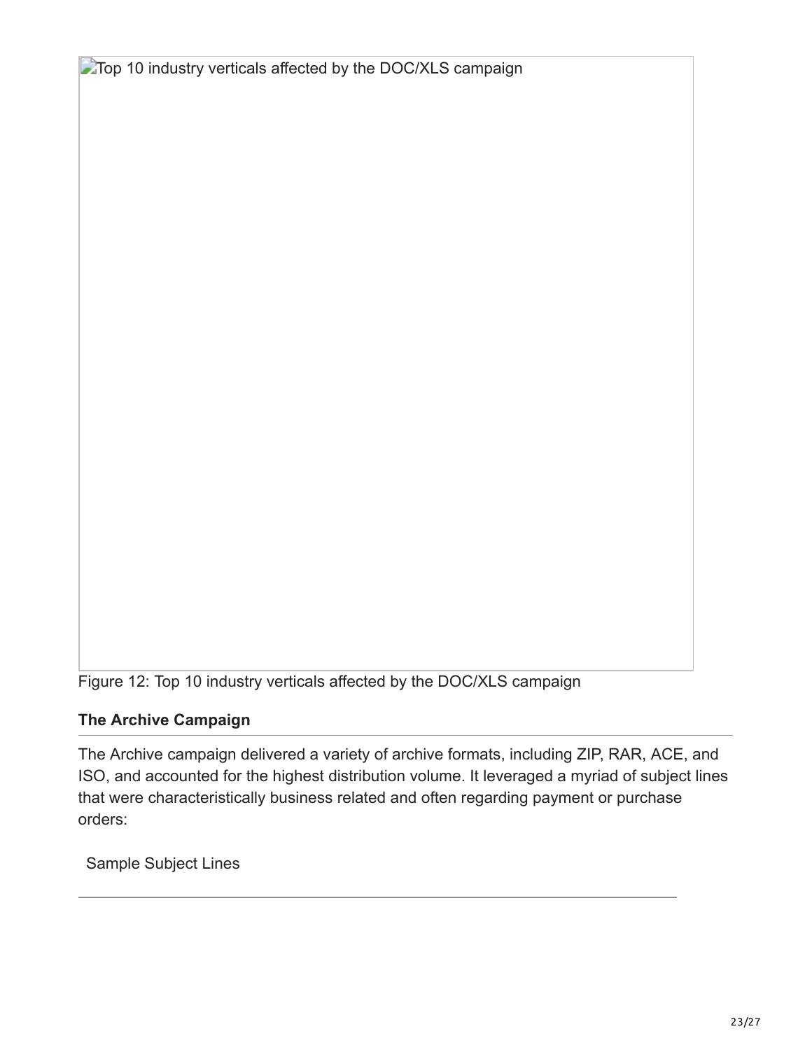Top 10 industry verticals affected by the DOC/XLS campaign

Figure 12: Top 10 industry verticals affected by the DOC/XLS campaign

**The Archive Campaign**

The Archive campaign delivered a variety of archive formats, including ZIP, RAR, ACE, and ISO, and accounted for the highest distribution volume. It leveraged a myriad of subject lines that were characteristically business related and often regarding payment or purchase orders:

| Sample Subject Lines |
| --- |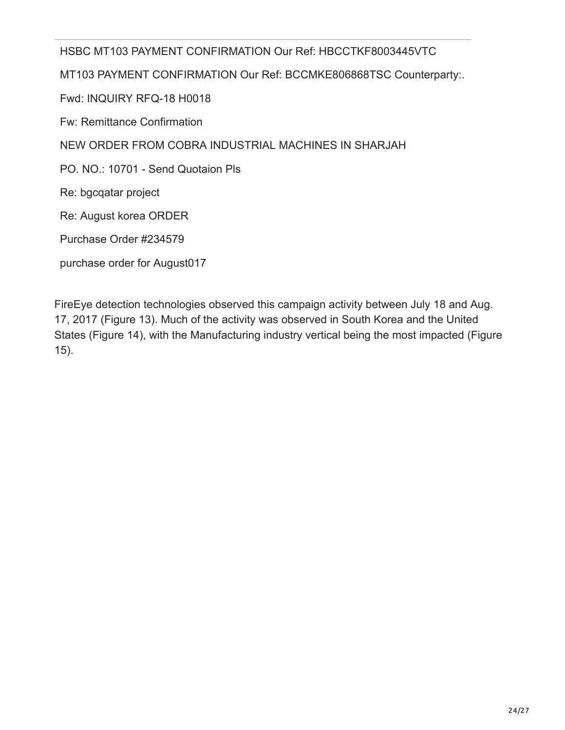HSBC MT103 PAYMENT CONFIRMATION Our Ref: HBCCTKF8003445VTC

MT103 PAYMENT CONFIRMATION Our Ref: BCCMKE806868TSC Counterparty:.

Fwd: INQUIRY RFQ-18 H0018

Fw: Remittance Confirmation

NEW ORDER FROM COBRA INDUSTRIAL MACHINES IN SHARJAH

PO. NO.: 10701 - Send Quotaion Pls

Re: bgcqatar project

Re: August korea ORDER

Purchase Order #234579

purchase order for August017

FireEye detection technologies observed this campaign activity between July 18 and Aug. 17, 2017 (Figure 13). Much of the activity was observed in South Korea and the United States (Figure 14), with the Manufacturing industry vertical being the most impacted (Figure 15).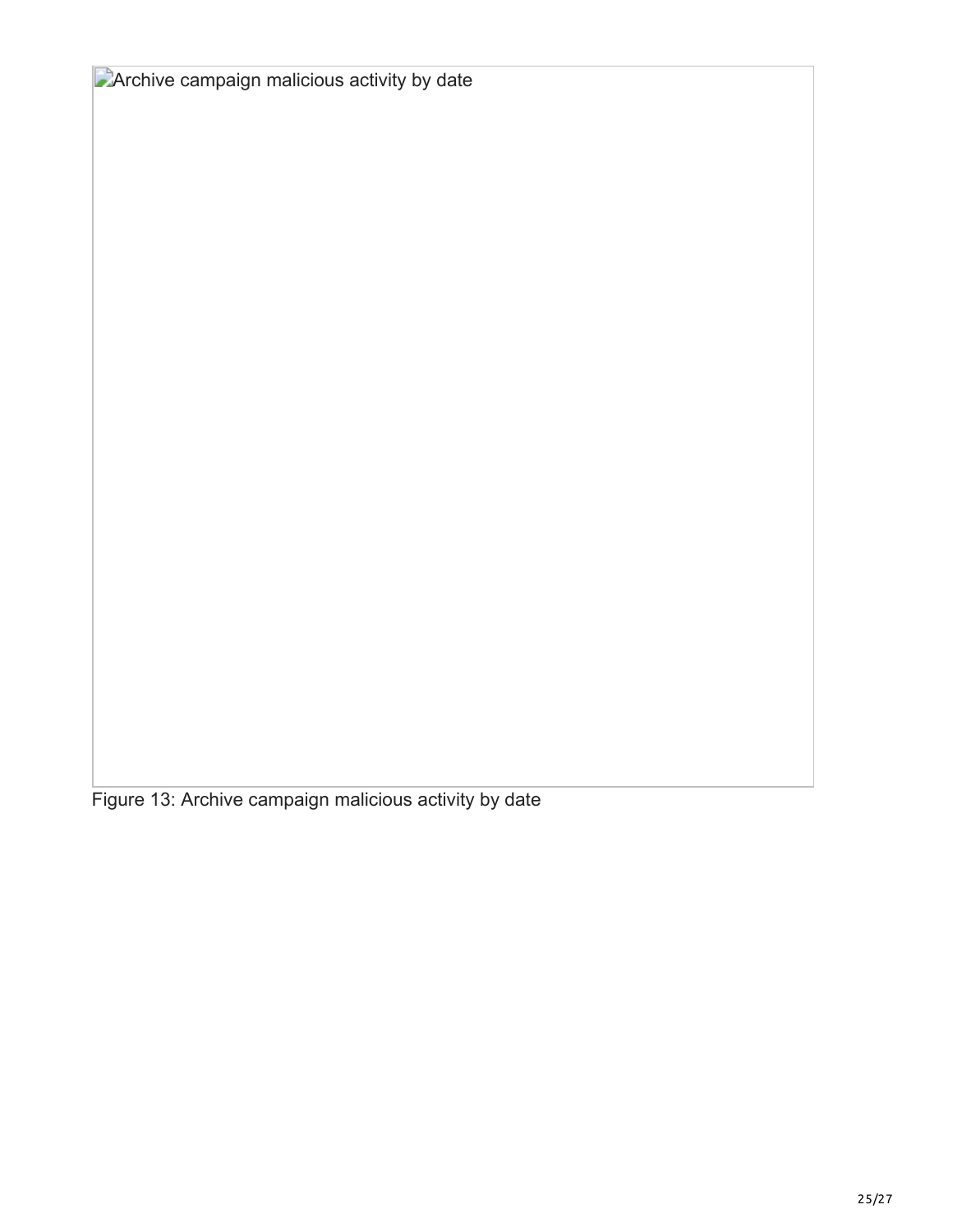Archive campaign malicious activity by date

Figure 13: Archive campaign malicious activity by date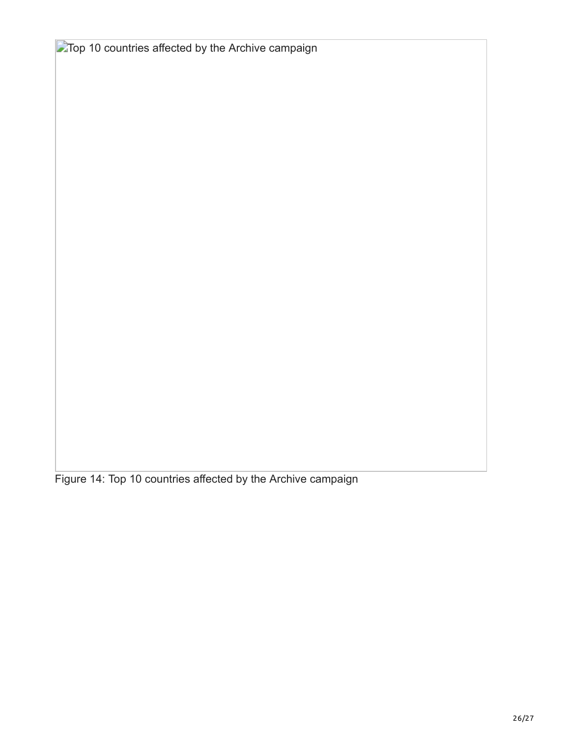Top 10 countries affected by the Archive campaign

Figure 14: Top 10 countries affected by the Archive campaign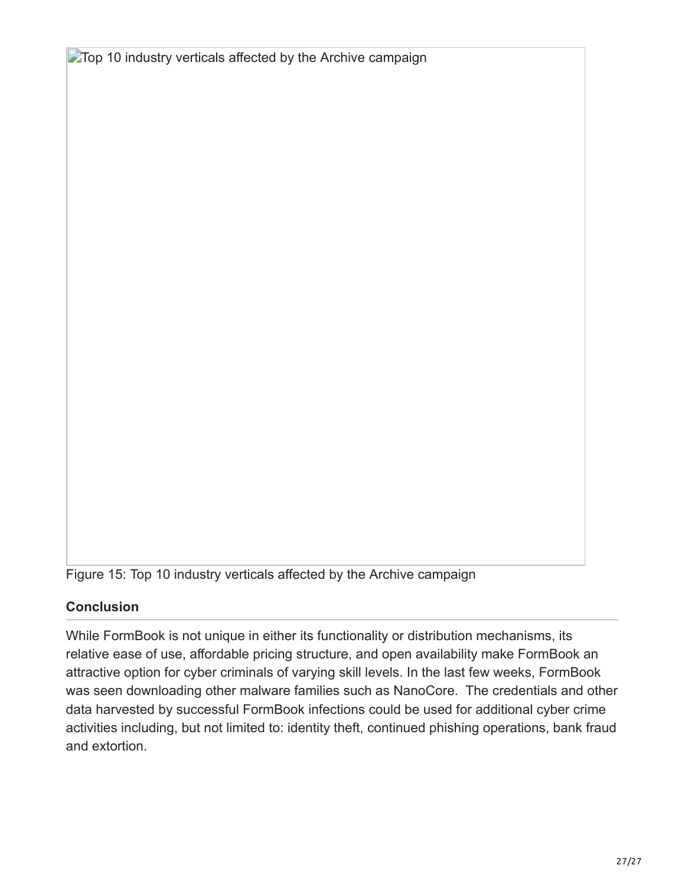Top 10 industry verticals affected by the Archive campaign

Figure 15: Top 10 industry verticals affected by the Archive campaign

## Conclusion

While FormBook is not unique in either its functionality or distribution mechanisms, its relative ease of use, affordable pricing structure, and open availability make FormBook an attractive option for cyber criminals of varying skill levels. In the last few weeks, FormBook was seen downloading other malware families such as NanoCore. The credentials and other data harvested by successful FormBook infections could be used for additional cyber crime activities including, but not limited to: identity theft, continued phishing operations, bank fraud and extortion.